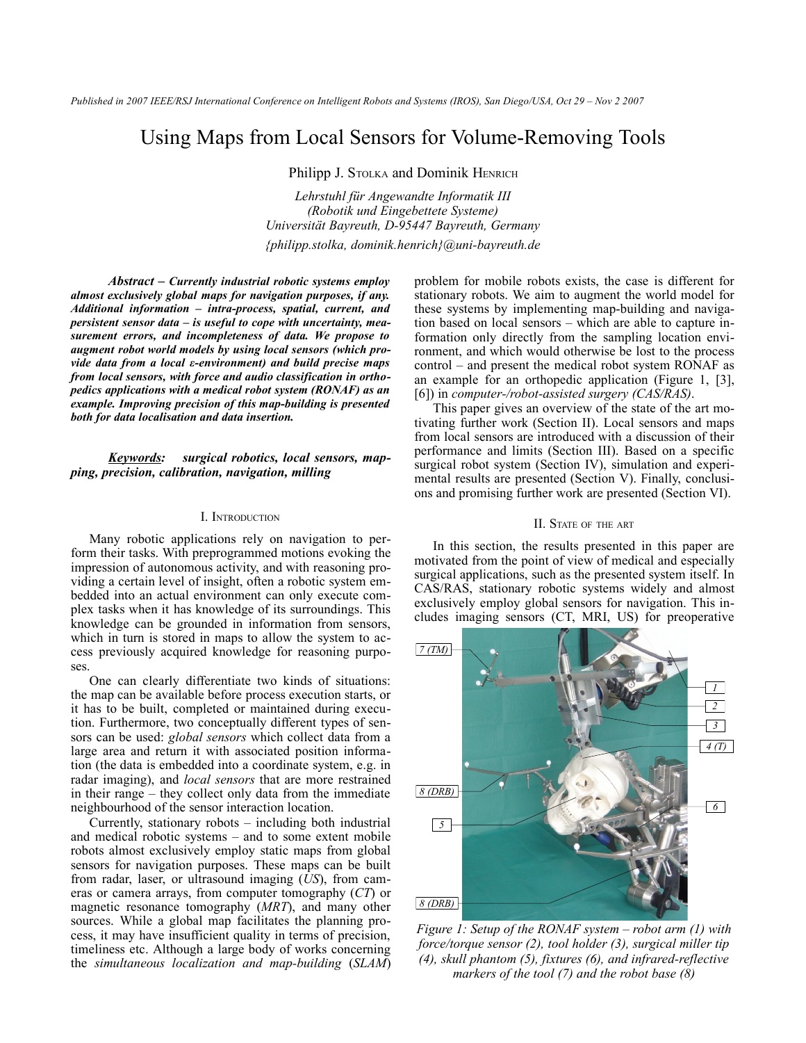*Published in 2007 IEEE/RSJ International Conference on Intelligent Robots and Systems (IROS), San Diego/USA, Oct 29 – Nov 2 2007*

# Using Maps from Local Sensors for Volume-Removing Tools

Philipp J. Stolka and Dominik Henrich

*Lehrstuhl für Angewandte Informatik III*
*(Robotik und Eingebettete Systeme)*
*Universität Bayreuth, D-95447 Bayreuth, Germany*
*{philipp.stolka, dominik.henrich}@uni-bayreuth.de*

***Abstract – Currently industrial robotic systems employ almost exclusively global maps for navigation purposes, if any. Additional information – intra-process, spatial, current, and persistent sensor data – is useful to cope with uncertainty, measurement errors, and incompleteness of data. We propose to augment robot world models by using local sensors (which provide data from a local ε-environment) and build precise maps from local sensors, with force and audio classification in orthopedics applications with a medical robot system (RONAF) as an example. Improving precision of this map-building is presented both for data localisation and data insertion.***

***Keywords:** surgical robotics, local sensors, mapping, precision, calibration, navigation, milling*

## I. Introduction

Many robotic applications rely on navigation to perform their tasks. With preprogrammed motions evoking the impression of autonomous activity, and with reasoning providing a certain level of insight, often a robotic system embedded into an actual environment can only execute complex tasks when it has knowledge of its surroundings. This knowledge can be grounded in information from sensors, which in turn is stored in maps to allow the system to access previously acquired knowledge for reasoning purposes.

One can clearly differentiate two kinds of situations: the map can be available before process execution starts, or it has to be built, completed or maintained during execution. Furthermore, two conceptually different types of sensors can be used: *global sensors* which collect data from a large area and return it with associated position information (the data is embedded into a coordinate system, e.g. in radar imaging), and *local sensors* that are more restrained in their range – they collect only data from the immediate neighbourhood of the sensor interaction location.

Currently, stationary robots – including both industrial and medical robotic systems – and to some extent mobile robots almost exclusively employ static maps from global sensors for navigation purposes. These maps can be built from radar, laser, or ultrasound imaging (*US*), from cameras or camera arrays, from computer tomography (*CT*) or magnetic resonance tomography (*MRT*), and many other sources. While a global map facilitates the planning process, it may have insufficient quality in terms of precision, timeliness etc. Although a large body of works concerning the *simultaneous localization and map-building* (*SLAM*) problem for mobile robots exists, the case is different for stationary robots. We aim to augment the world model for these systems by implementing map-building and navigation based on local sensors – which are able to capture information only directly from the sampling location environment, and which would otherwise be lost to the process control – and present the medical robot system RONAF as an example for an orthopedic application (Figure 1, [3], [6]) in *computer-/robot-assisted surgery (CAS/RAS)*.

This paper gives an overview of the state of the art motivating further work (Section II). Local sensors and maps from local sensors are introduced with a discussion of their performance and limits (Section III). Based on a specific surgical robot system (Section IV), simulation and experimental results are presented (Section V). Finally, conclusions and promising further work are presented (Section VI).

## II. State of the art

In this section, the results presented in this paper are motivated from the point of view of medical and especially surgical applications, such as the presented system itself. In CAS/RAS, stationary robotic systems widely and almost exclusively employ global sensors for navigation. This includes imaging sensors (CT, MRI, US) for preoperative

7 (TM)
1
2
3
4 (T)
8 (DRB)
6
5
8 (DRB)

*Figure 1: Setup of the RONAF system – robot arm (1) with force/torque sensor (2), tool holder (3), surgical miller tip (4), skull phantom (5), fixtures (6), and infrared-reflective markers of the tool (7) and the robot base (8)*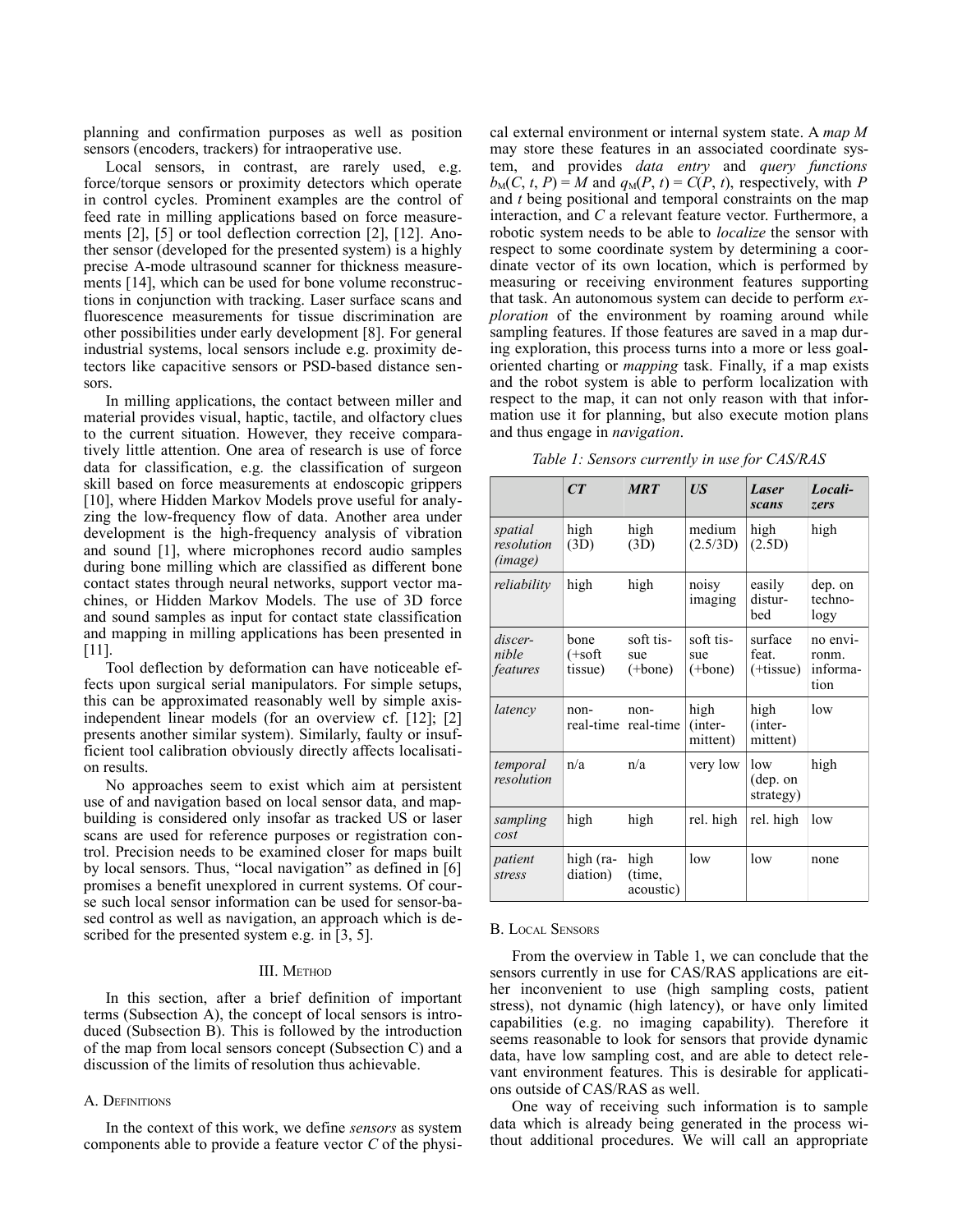planning and confirmation purposes as well as position sensors (encoders, trackers) for intraoperative use.

Local sensors, in contrast, are rarely used, e.g. force/torque sensors or proximity detectors which operate in control cycles. Prominent examples are the control of feed rate in milling applications based on force measurements [2], [5] or tool deflection correction [2], [12]. Another sensor (developed for the presented system) is a highly precise A-mode ultrasound scanner for thickness measurements [14], which can be used for bone volume reconstructions in conjunction with tracking. Laser surface scans and fluorescence measurements for tissue discrimination are other possibilities under early development [8]. For general industrial systems, local sensors include e.g. proximity detectors like capacitive sensors or PSD-based distance sensors.

In milling applications, the contact between miller and material provides visual, haptic, tactile, and olfactory clues to the current situation. However, they receive comparatively little attention. One area of research is use of force data for classification, e.g. the classification of surgeon skill based on force measurements at endoscopic grippers [10], where Hidden Markov Models prove useful for analyzing the low-frequency flow of data. Another area under development is the high-frequency analysis of vibration and sound [1], where microphones record audio samples during bone milling which are classified as different bone contact states through neural networks, support vector machines, or Hidden Markov Models. The use of 3D force and sound samples as input for contact state classification and mapping in milling applications has been presented in [11].

Tool deflection by deformation can have noticeable effects upon surgical serial manipulators. For simple setups, this can be approximated reasonably well by simple axis-independent linear models (for an overview cf. [12]; [2] presents another similar system). Similarly, faulty or insufficient tool calibration obviously directly affects localisation results.

No approaches seem to exist which aim at persistent use of and navigation based on local sensor data, and map-building is considered only insofar as tracked US or laser scans are used for reference purposes or registration control. Precision needs to be examined closer for maps built by local sensors. Thus, “local navigation” as defined in [6] promises a benefit unexplored in current systems. Of course such local sensor information can be used for sensor-based control as well as navigation, an approach which is described for the presented system e.g. in [3, 5].

## III. Method

In this section, after a brief definition of important terms (Subsection A), the concept of local sensors is introduced (Subsection B). This is followed by the introduction of the map from local sensors concept (Subsection C) and a discussion of the limits of resolution thus achievable.

### A. Definitions

In the context of this work, we define *sensors* as system components able to provide a feature vector $C$ of the physical external environment or internal system state. A *map M* may store these features in an associated coordinate system, and provides *data entry* and *query functions* $b_M(C, t, P) = M$ and $q_M(P, t) = C(P, t)$, respectively, with $P$ and $t$ being positional and temporal constraints on the map interaction, and $C$ a relevant feature vector. Furthermore, a robotic system needs to be able to *localize* the sensor with respect to some coordinate system by determining a coordinate vector of its own location, which is performed by measuring or receiving environment features supporting that task. An autonomous system can decide to perform *exploration* of the environment by roaming around while sampling features. If those features are saved in a map during exploration, this process turns into a more or less goal-oriented charting or *mapping* task. Finally, if a map exists and the robot system is able to perform localization with respect to the map, it can not only reason with that information use it for planning, but also execute motion plans and thus engage in *navigation*.

*Table 1: Sensors currently in use for CAS/RAS*

| | ***CT*** | ***MRT*** | ***US*** | ***Laser scans*** | ***Localizers*** |
|---|---|---|---|---|---|
| *spatial resolution (image)* | high (3D) | high (3D) | medium (2.5/3D) | high (2.5D) | high |
| *reliability* | high | high | noisy imaging | easily disturbed | dep. on technology |
| *discernible features* | bone (+soft tissue) | soft tissue (+bone) | soft tissue (+bone) | surface feat. (+tissue) | no environ. information |
| *latency* | non-real-time | non-real-time | high (intermittent) | high (intermittent) | low |
| *temporal resolution* | n/a | n/a | very low | low (dep. on strategy) | high |
| *sampling cost* | high | high | rel. high | rel. high | low |
| *patient stress* | high (radiation) | high (time, acoustic) | low | low | none |

### B. Local Sensors

From the overview in Table 1, we can conclude that the sensors currently in use for CAS/RAS applications are either inconvenient to use (high sampling costs, patient stress), not dynamic (high latency), or have only limited capabilities (e.g. no imaging capability). Therefore it seems reasonable to look for sensors that provide dynamic data, have low sampling cost, and are able to detect relevant environment features. This is desirable for applications outside of CAS/RAS as well.

One way of receiving such information is to sample data which is already being generated in the process without additional procedures. We will call an appropriate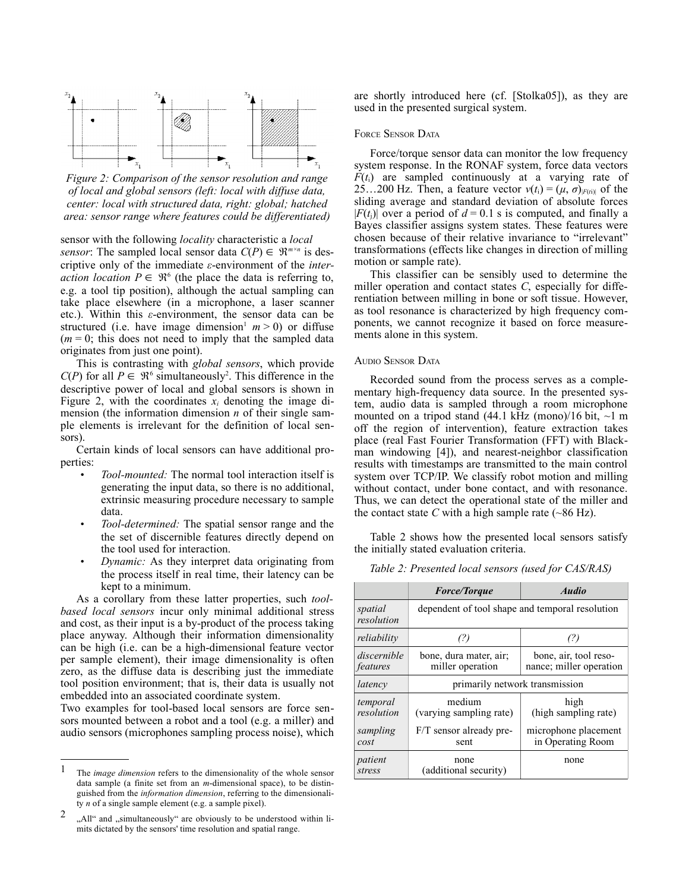Figure 2: Comparison of the sensor resolution and range of local and global sensors (left: local with diffuse data, center: local with structured data, right: global; hatched area: sensor range where features could be differentiated)

sensor with the following *locality* characteristic a *local sensor*: The sampled local sensor data $C(P) \in \Re^{m \times n}$ is descriptive only of the immediate $\varepsilon$-environment of the *interaction location* $P \in \Re^6$ (the place the data is referring to, e.g. a tool tip position), although the actual sampling can take place elsewhere (in a microphone, a laser scanner etc.). Within this $\varepsilon$-environment, the sensor data can be structured (i.e. have image dimension[1] $m > 0$) or diffuse ($m = 0$; this does not need to imply that the sampled data originates from just one point).

This is contrasting with *global sensors*, which provide $C(P)$ for all $P \in \Re^6$ simultaneously[2]. This difference in the descriptive power of local and global sensors is shown in Figure 2, with the coordinates $x_i$ denoting the image dimension (the information dimension $n$ of their single sample elements is irrelevant for the definition of local sensors).

Certain kinds of local sensors can have additional properties:

- *Tool-mounted:* The normal tool interaction itself is generating the input data, so there is no additional, extrinsic measuring procedure necessary to sample data.
- *Tool-determined:* The spatial sensor range and the the set of discernible features directly depend on the tool used for interaction.
- *Dynamic:* As they interpret data originating from the process itself in real time, their latency can be kept to a minimum.

As a corollary from these latter properties, such *tool-based local sensors* incur only minimal additional stress and cost, as their input is a by-product of the process taking place anyway. Although their information dimensionality can be high (i.e. can be a high-dimensional feature vector per sample element), their image dimensionality is often zero, as the diffuse data is describing just the immediate tool position environment; that is, their data is usually not embedded into an associated coordinate system.

Two examples for tool-based local sensors are force sensors mounted between a robot and a tool (e.g. a miller) and audio sensors (microphones sampling process noise), which are shortly introduced here (cf. [Stolka05]), as they are used in the presented surgical system.

[1] The *image dimension* refers to the dimensionality of the whole sensor data sample (a finite set from an *m*-dimensional space), to be distinguished from the *information dimension*, referring to the dimensionality *n* of a single sample element (e.g. a sample pixel).

[2] „All" and „simultaneously" are obviously to be understood within limits dictated by the sensors' time resolution and spatial range.

### Force Sensor Data

Force/torque sensor data can monitor the low frequency system response. In the RONAF system, force data vectors $F(t_i)$ are sampled continuously at a varying rate of 25…200 Hz. Then, a feature vector $v(t_i) = (\mu, \sigma)_{|F(ti)|}$ of the sliding average and standard deviation of absolute forces $|F(t_j)|$ over a period of $d = 0.1$ s is computed, and finally a Bayes classifier assigns system states. These features were chosen because of their relative invariance to "irrelevant" transformations (effects like changes in direction of milling motion or sample rate).

This classifier can be sensibly used to determine the miller operation and contact states $C$, especially for differentiation between milling in bone or soft tissue. However, as tool resonance is characterized by high frequency components, we cannot recognize it based on force measurements alone in this system.

### Audio Sensor Data

Recorded sound from the process serves as a complementary high-frequency data source. In the presented system, audio data is sampled through a room microphone mounted on a tripod stand (44.1 kHz (mono)/16 bit, ~1 m off the region of intervention), feature extraction takes place (real Fast Fourier Transformation (FFT) with Blackman windowing [4]), and nearest-neighbor classification results with timestamps are transmitted to the main control system over TCP/IP. We classify robot motion and milling without contact, under bone contact, and with resonance. Thus, we can detect the operational state of the miller and the contact state $C$ with a high sample rate (~86 Hz).

Table 2 shows how the presented local sensors satisfy the initially stated evaluation criteria.

*Table 2: Presented local sensors (used for CAS/RAS)*

| | ***Force/Torque*** | ***Audio*** |
|---|---|---|
| *spatial resolution* | dependent of tool shape and temporal resolution | |
| *reliability* | *(?)* | *(?)* |
| *discernible features* | bone, dura mater, air; miller operation | bone, air, tool resonance; miller operation |
| *latency* | primarily network transmission | |
| *temporal resolution* | medium (varying sampling rate) | high (high sampling rate) |
| *sampling cost* | F/T sensor already present | microphone placement in Operating Room |
| *patient stress* | none (additional security) | none |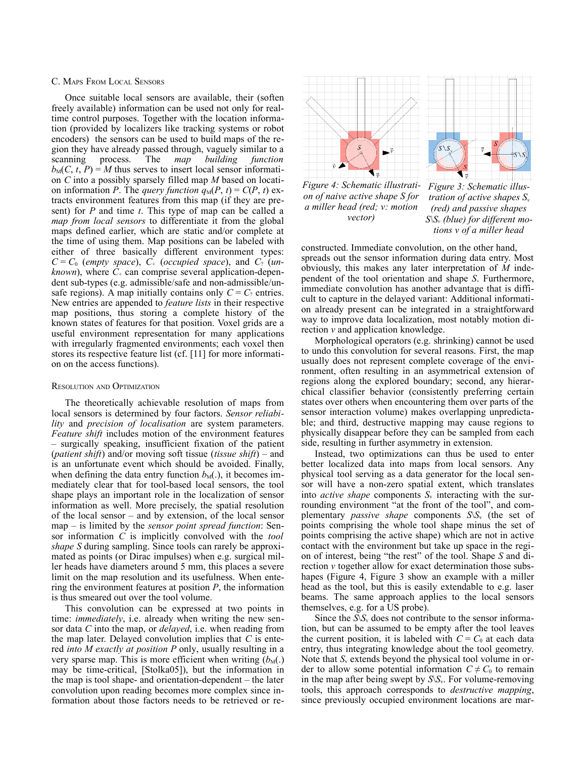### C. Maps From Local Sensors

Once suitable local sensors are available, their (soften freely available) information can be used not only for real-time control purposes. Together with the location information (provided by localizers like tracking systems or robot encoders) the sensors can be used to build maps of the region they have already passed through, vaguely similar to a scanning process. The *map building function* $b_M(C, t, P) = M$ thus serves to insert local sensor information $C$ into a possibly sparsely filled map $M$ based on location information $P$. The *query function* $q_M(P, t) = C(P, t)$ extracts environment features from this map (if they are present) for $P$ and time $t$. This type of map can be called a *map from local sensors* to differentiate it from the global maps defined earlier, which are static and/or complete at the time of using them. Map positions can be labeled with either of three basically different environment types: $C = C_0$ (*empty space*), $C_+$ (*occupied space*), and $C_?$ (*unknown*), where $C_+$ can comprise several application-dependent sub-types (e.g. admissible/safe and non-admissible/unsafe regions). A map initially contains only $C = C_?$ entries. New entries are appended to *feature lists* in their respective map positions, thus storing a complete history of the known states of features for that position. Voxel grids are a useful environment representation for many applications with irregularly fragmented environments; each voxel then stores its respective feature list (cf. [11] for more information on the access functions).

#### Resolution and Optimization

The theoretically achievable resolution of maps from local sensors is determined by four factors. *Sensor reliability* and *precision of localisation* are system parameters. *Feature shift* includes motion of the environment features – surgically speaking, insufficient fixation of the patient (*patient shift*) and/or moving soft tissue (*tissue shift*) – and is an unfortunate event which should be avoided. Finally, when defining the data entry function $b_M(.)$, it becomes immediately clear that for tool-based local sensors, the tool shape plays an important role in the localization of sensor information as well. More precisely, the spatial resolution of the local sensor – and by extension, of the local sensor map – is limited by the *sensor point spread function*: Sensor information $C$ is implicitly convolved with the *tool shape* $S$ during sampling. Since tools can rarely be approximated as points (or Dirac impulses) when e.g. surgical miller heads have diameters around 5 mm, this places a severe limit on the map resolution and its usefulness. When entering the environment features at position $P$, the information is thus smeared out over the tool volume.

This convolution can be expressed at two points in time: *immediately*, i.e. already when writing the new sensor data $C$ into the map, or *delayed*, i.e. when reading from the map later. Delayed convolution implies that $C$ is entered *into M exactly at position P* only, usually resulting in a very sparse map. This is more efficient when writing ($b_M(.)$ may be time-critical, [Stolka05]), but the information in the map is tool shape- and orientation-dependent – the later convolution upon reading becomes more complex since information about those factors needs to be retrieved or reconstructed. Immediate convolution, on the other hand, spreads out the sensor information during data entry. Most obviously, this makes any later interpretation of $M$ independent of the tool orientation and shape $S$. Furthermore, immediate convolution has another advantage that is difficult to capture in the delayed variant: Additional information already present can be integrated in a straightforward way to improve data localization, most notably motion direction $v$ and application knowledge.

Figure 4: Schematic illustration of naive active shape $S$ for a miller head (red; v: motion vector)

Figure 3: Schematic illustration of active shapes $S_v$ (red) and passive shapes $S \backslash S_v$ (blue) for different motions v of a miller head

Morphological operators (e.g. shrinking) cannot be used to undo this convolution for several reasons. First, the map usually does not represent complete coverage of the environment, often resulting in an asymmetrical extension of regions along the explored boundary; second, any hierarchical classifier behavior (consistently preferring certain states over others when encountering them over parts of the sensor interaction volume) makes overlapping unpredictable; and third, destructive mapping may cause regions to physically disappear before they can be sampled from each side, resulting in further asymmetry in extension.

Instead, two optimizations can thus be used to enter better localized data into maps from local sensors. Any physical tool serving as a data generator for the local sensor will have a non-zero spatial extent, which translates into *active shape* components $S_v$ interacting with the surrounding environment "at the front of the tool", and complementary *passive shape* components $S \backslash S_v$ (the set of points comprising the whole tool shape minus the set of points comprising the active shape) which are not in active contact with the environment but take up space in the region of interest, being "the rest" of the tool. Shape $S$ and direction $v$ together allow for exact determination those subshapes (Figure 4, Figure 3 show an example with a miller head as the tool, but this is easily extendable to e.g. laser beams. The same approach applies to the local sensors themselves, e.g. for a US probe).

Since the $S \backslash S_v$ does not contribute to the sensor information, but can be assumed to be empty after the tool leaves the current position, it is labeled with $C = C_0$ at each data entry, thus integrating knowledge about the tool geometry. Note that $S_v$ extends beyond the physical tool volume in order to allow some potential information $C \neq C_0$ to remain in the map after being swept by $S \backslash S_v$. For volume-removing tools, this approach corresponds to *destructive mapping*, since previously occupied environment locations are mar-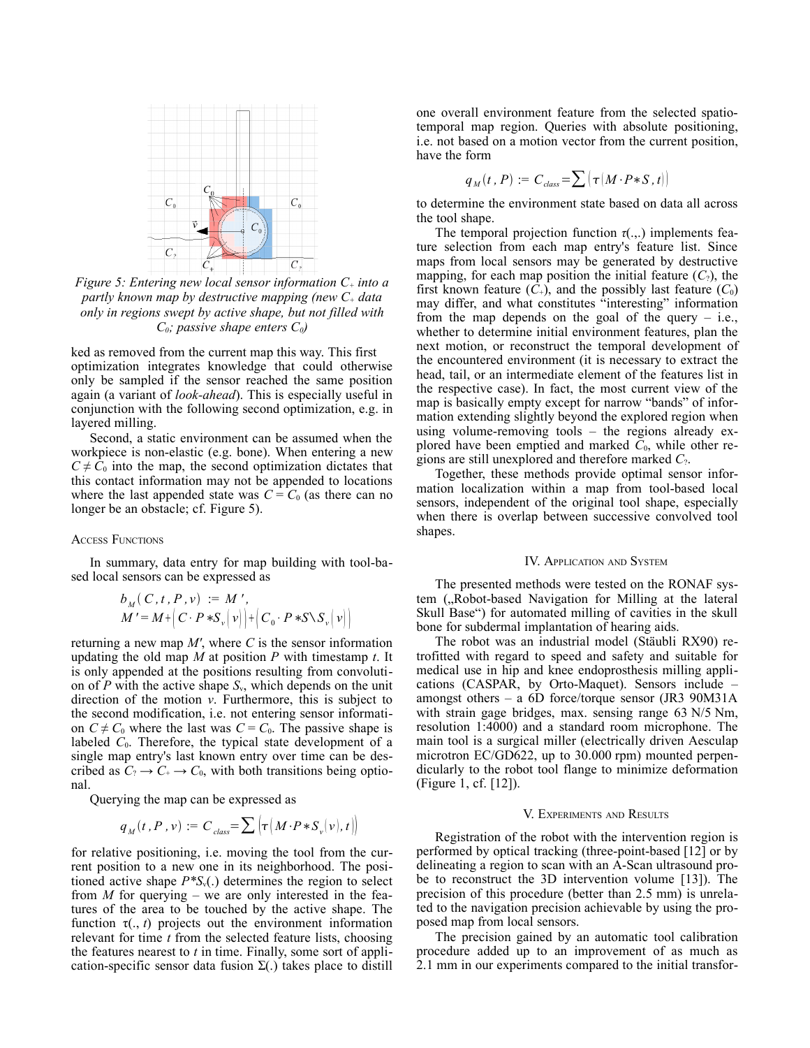*Figure 5: Entering new local sensor information $C_+$ into a partly known map by destructive mapping (new $C_+$ data only in regions swept by active shape, but not filled with $C_0$; passive shape enters $C_0$)*

ked as removed from the current map this way. This first optimization integrates knowledge that could otherwise only be sampled if the sensor reached the same position again (a variant of *look-ahead*). This is especially useful in conjunction with the following second optimization, e.g. in layered milling.

Second, a static environment can be assumed when the workpiece is non-elastic (e.g. bone). When entering a new $C \neq C_0$ into the map, the second optimization dictates that this contact information may not be appended to locations where the last appended state was $C = C_0$ (as there can no longer be an obstacle; cf. Figure 5).

### Access Functions

In summary, data entry for map building with tool-based local sensors can be expressed as

$$b_M(C, t, P, v) := M',$$
$$M' = M + \left(C \cdot P * S_v(v)\right) + \left(C_0 \cdot P * S \setminus S_v(v)\right)$$

returning a new map $M'$, where $C$ is the sensor information updating the old map $M$ at position $P$ with timestamp $t$. It is only appended at the positions resulting from convolution of $P$ with the active shape $S_v$, which depends on the unit direction of the motion $v$. Furthermore, this is subject to the second modification, i.e. not entering sensor information $C \neq C_0$ where the last was $C = C_0$. The passive shape is labeled $C_0$. Therefore, the typical state development of a single map entry's last known entry over time can be described as $C_? \rightarrow C_+ \rightarrow C_0$, with both transitions being optional.

Querying the map can be expressed as

$$q_M(t, P, v) := C_{class} = \sum \left(\tau\left(M \cdot P * S_v(v), t\right)\right)$$

for relative positioning, i.e. moving the tool from the current position to a new one in its neighborhood. The positioned active shape $P*S_v(.)$ determines the region to select from $M$ for querying – we are only interested in the features of the area to be touched by the active shape. The function $\tau(., t)$ projects out the environment information relevant for time $t$ from the selected feature lists, choosing the features nearest to $t$ in time. Finally, some sort of application-specific sensor data fusion $\Sigma(.)$ takes place to distill one overall environment feature from the selected spatio-temporal map region. Queries with absolute positioning, i.e. not based on a motion vector from the current position, have the form

$$q_M(t, P) := C_{class} = \sum \left(\tau\left(M \cdot P * S, t\right)\right)$$

to determine the environment state based on data all across the tool shape.

The temporal projection function $\tau(.,.)$ implements feature selection from each map entry's feature list. Since maps from local sensors may be generated by destructive mapping, for each map position the initial feature ($C_?$), the first known feature ($C_+$), and the possibly last feature ($C_0$) may differ, and what constitutes "interesting" information from the map depends on the goal of the query – i.e., whether to determine initial environment features, plan the next motion, or reconstruct the temporal development of the encountered environment (it is necessary to extract the head, tail, or an intermediate element of the features list in the respective case). In fact, the most current view of the map is basically empty except for narrow "bands" of information extending slightly beyond the explored region when using volume-removing tools – the regions already explored have been emptied and marked $C_0$, while other regions are still unexplored and therefore marked $C_?$.

Together, these methods provide optimal sensor information localization within a map from tool-based local sensors, independent of the original tool shape, especially when there is overlap between successive convolved tool shapes.

## IV. Application and System

The presented methods were tested on the RONAF system („Robot-based Navigation for Milling at the lateral Skull Base") for automated milling of cavities in the skull bone for subdermal implantation of hearing aids.

The robot was an industrial model (Stäubli RX90) retrofitted with regard to speed and safety and suitable for medical use in hip and knee endoprosthesis milling applications (CASPAR, by Orto-Maquet). Sensors include – amongst others – a 6D force/torque sensor (JR3 90M31A with strain gage bridges, max. sensing range 63 N/5 Nm, resolution 1:4000) and a standard room microphone. The main tool is a surgical miller (electrically driven Aesculap microtron EC/GD622, up to 30.000 rpm) mounted perpendicularly to the robot tool flange to minimize deformation (Figure 1, cf. [12]).

## V. Experiments and Results

Registration of the robot with the intervention region is performed by optical tracking (three-point-based [12] or by delineating a region to scan with an A-Scan ultrasound probe to reconstruct the 3D intervention volume [13]). The precision of this procedure (better than 2.5 mm) is unrelated to the navigation precision achievable by using the proposed map from local sensors.

The precision gained by an automatic tool calibration procedure added up to an improvement of as much as 2.1 mm in our experiments compared to the initial transfor-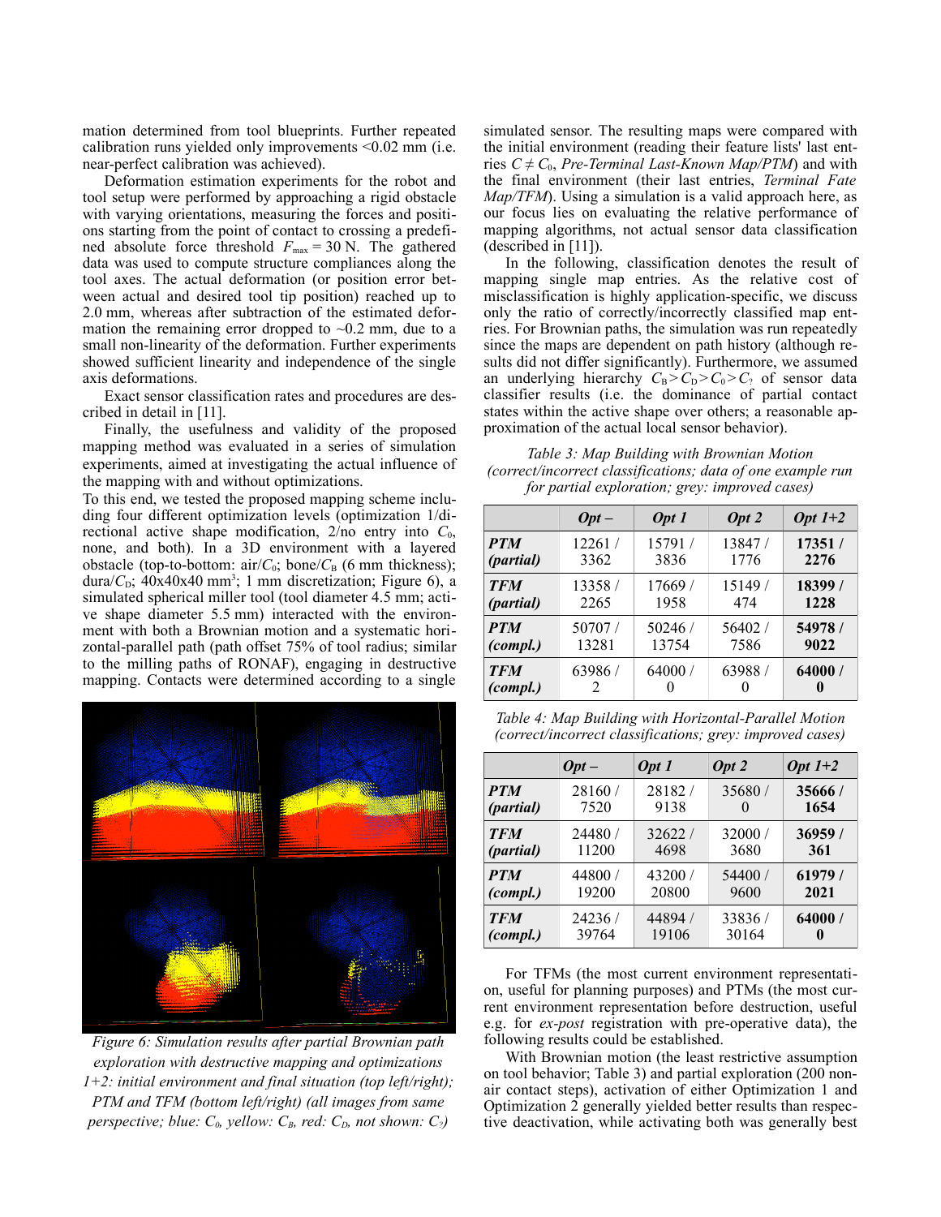mation determined from tool blueprints. Further repeated calibration runs yielded only improvements <0.02 mm (i.e. near-perfect calibration was achieved).

Deformation estimation experiments for the robot and tool setup were performed by approaching a rigid obstacle with varying orientations, measuring the forces and positions starting from the point of contact to crossing a predefined absolute force threshold $F_{max} = 30$ N. The gathered data was used to compute structure compliances along the tool axes. The actual deformation (or position error between actual and desired tool tip position) reached up to 2.0 mm, whereas after subtraction of the estimated deformation the remaining error dropped to ~0.2 mm, due to a small non-linearity of the deformation. Further experiments showed sufficient linearity and independence of the single axis deformations.

Exact sensor classification rates and procedures are described in detail in [11].

Finally, the usefulness and validity of the proposed mapping method was evaluated in a series of simulation experiments, aimed at investigating the actual influence of the mapping with and without optimizations.

To this end, we tested the proposed mapping scheme including four different optimization levels (optimization 1/directional active shape modification, 2/no entry into $C_0$, none, and both). In a 3D environment with a layered obstacle (top-to-bottom: air/$C_0$; bone/$C_B$ (6 mm thickness); dura/$C_D$; 40x40x40 mm³; 1 mm discretization; Figure 6), a simulated spherical miller tool (tool diameter 4.5 mm; active shape diameter 5.5 mm) interacted with the environment with both a Brownian motion and a systematic horizontal-parallel path (path offset 75% of tool radius; similar to the milling paths of RONAF), engaging in destructive mapping. Contacts were determined according to a single

Figure 6: Simulation results after partial Brownian path exploration with destructive mapping and optimizations 1+2: initial environment and final situation (top left/right); PTM and TFM (bottom left/right) (all images from same perspective; blue: $C_0$, yellow: $C_B$, red: $C_D$, not shown: $C_?$)

simulated sensor. The resulting maps were compared with the initial environment (reading their feature lists' last entries $C \neq C_0$, *Pre-Terminal Last-Known Map/PTM*) and with the final environment (their last entries, *Terminal Fate Map/TFM*). Using a simulation is a valid approach here, as our focus lies on evaluating the relative performance of mapping algorithms, not actual sensor data classification (described in [11]).

In the following, classification denotes the result of mapping single map entries. As the relative cost of misclassification is highly application-specific, we discuss only the ratio of correctly/incorrectly classified map entries. For Brownian paths, the simulation was run repeatedly since the maps are dependent on path history (although results did not differ significantly). Furthermore, we assumed an underlying hierarchy $C_B > C_D > C_0 > C_?$ of sensor data classifier results (i.e. the dominance of partial contact states within the active shape over others; a reasonable approximation of the actual local sensor behavior).

*Table 3: Map Building with Brownian Motion (correct/incorrect classifications; data of one example run for partial exploration; grey: improved cases)*

| | ***Opt –*** | ***Opt 1*** | ***Opt 2*** | ***Opt 1+2*** |
|---|---|---|---|---|
| ***PTM (partial)*** | 12261 / 3362 | 15791 / 3836 | 13847 / 1776 | **17351 / 2276** |
| ***TFM (partial)*** | 13358 / 2265 | 17669 / 1958 | 15149 / 474 | **18399 / 1228** |
| ***PTM (compl.)*** | 50707 / 13281 | 50246 / 13754 | 56402 / 7586 | **54978 / 9022** |
| ***TFM (compl.)*** | 63986 / 2 | 64000 / 0 | 63988 / 0 | **64000 / 0** |

*Table 4: Map Building with Horizontal-Parallel Motion (correct/incorrect classifications; grey: improved cases)*

| | ***Opt –*** | ***Opt 1*** | ***Opt 2*** | ***Opt 1+2*** |
|---|---|---|---|---|
| ***PTM (partial)*** | 28160 / 7520 | 28182 / 9138 | 35680 / 0 | **35666 / 1654** |
| ***TFM (partial)*** | 24480 / 11200 | 32622 / 4698 | 32000 / 3680 | **36959 / 361** |
| ***PTM (compl.)*** | 44800 / 19200 | 43200 / 20800 | 54400 / 9600 | **61979 / 2021** |
| ***TFM (compl.)*** | 24236 / 39764 | 44894 / 19106 | 33836 / 30164 | **64000 / 0** |

For TFMs (the most current environment representation, useful for planning purposes) and PTMs (the most current environment representation before destruction, useful e.g. for *ex-post* registration with pre-operative data), the following results could be established.

With Brownian motion (the least restrictive assumption on tool behavior; Table 3) and partial exploration (200 non-air contact steps), activation of either Optimization 1 and Optimization 2 generally yielded better results than respective deactivation, while activating both was generally best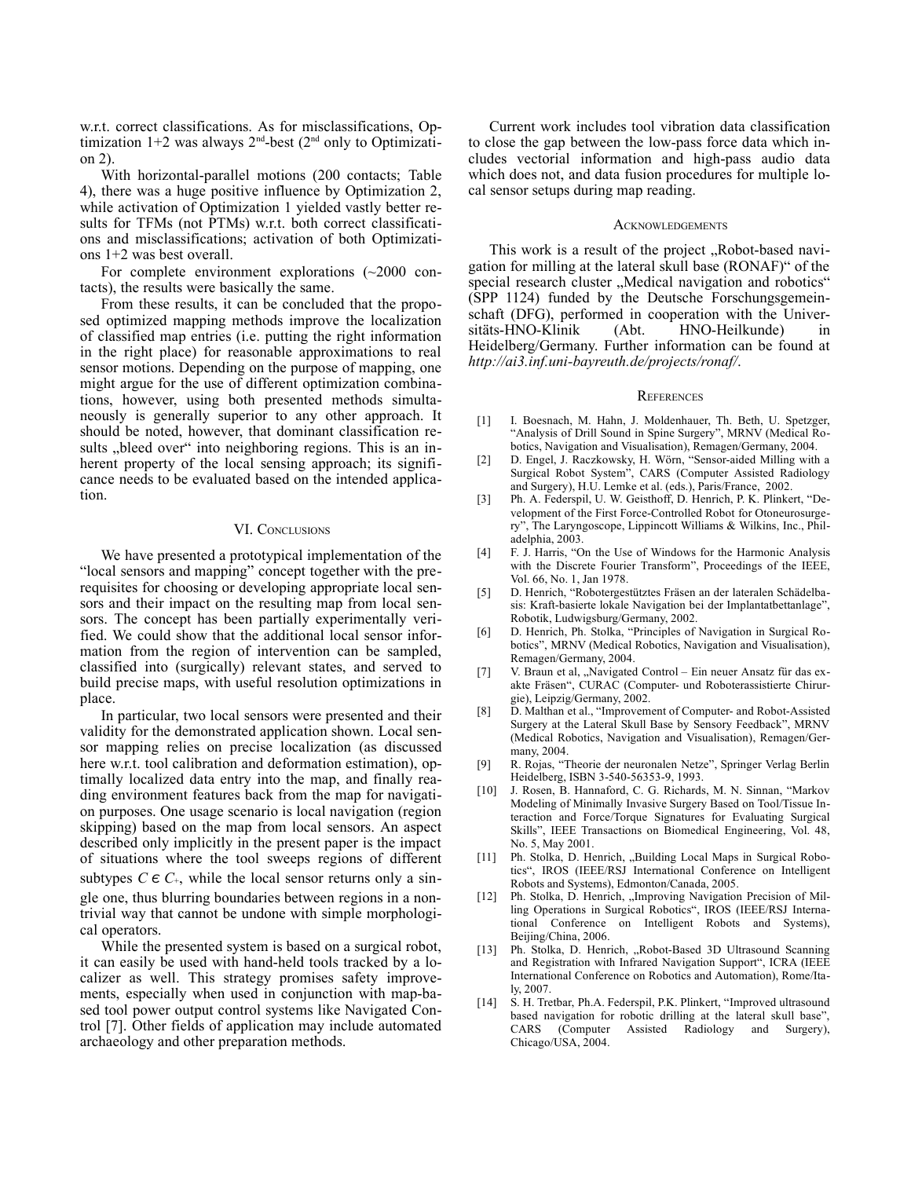w.r.t. correct classifications. As for misclassifications, Optimization 1+2 was always 2[nd]-best (2[nd] only to Optimization 2).

With horizontal-parallel motions (200 contacts; Table 4), there was a huge positive influence by Optimization 2, while activation of Optimization 1 yielded vastly better results for TFMs (not PTMs) w.r.t. both correct classifications and misclassifications; activation of both Optimizations 1+2 was best overall.

For complete environment explorations (~2000 contacts), the results were basically the same.

From these results, it can be concluded that the proposed optimized mapping methods improve the localization of classified map entries (i.e. putting the right information in the right place) for reasonable approximations to real sensor motions. Depending on the purpose of mapping, one might argue for the use of different optimization combinations, however, using both presented methods simultaneously is generally superior to any other approach. It should be noted, however, that dominant classification results „bleed over" into neighboring regions. This is an inherent property of the local sensing approach; its significance needs to be evaluated based on the intended application.

## VI. Conclusions

We have presented a prototypical implementation of the "local sensors and mapping" concept together with the prerequisites for choosing or developing appropriate local sensors and their impact on the resulting map from local sensors. The concept has been partially experimentally verified. We could show that the additional local sensor information from the region of intervention can be sampled, classified into (surgically) relevant states, and served to build precise maps, with useful resolution optimizations in place.

In particular, two local sensors were presented and their validity for the demonstrated application shown. Local sensor mapping relies on precise localization (as discussed here w.r.t. tool calibration and deformation estimation), optimally localized data entry into the map, and finally reading environment features back from the map for navigation purposes. One usage scenario is local navigation (region skipping) based on the map from local sensors. An aspect described only implicitly in the present paper is the impact of situations where the tool sweeps regions of different subtypes $C \in C_+$, while the local sensor returns only a single one, thus blurring boundaries between regions in a nontrivial way that cannot be undone with simple morphological operators.

While the presented system is based on a surgical robot, it can easily be used with hand-held tools tracked by a localizer as well. This strategy promises safety improvements, especially when used in conjunction with map-based tool power output control systems like Navigated Control [7]. Other fields of application may include automated archaeology and other preparation methods.

Current work includes tool vibration data classification to close the gap between the low-pass force data which includes vectorial information and high-pass audio data which does not, and data fusion procedures for multiple local sensor setups during map reading.

## Acknowledgements

This work is a result of the project „Robot-based navigation for milling at the lateral skull base (RONAF)" of the special research cluster „Medical navigation and robotics" (SPP 1124) funded by the Deutsche Forschungsgemeinschaft (DFG), performed in cooperation with the Universitäts-HNO-Klinik (Abt. HNO-Heilkunde) in Heidelberg/Germany. Further information can be found at *http://ai3.inf.uni-bayreuth.de/projects/ronaf/*.

## References

[1] I. Boesnach, M. Hahn, J. Moldenhauer, Th. Beth, U. Spetzger, "Analysis of Drill Sound in Spine Surgery", MRNV (Medical Robotics, Navigation and Visualisation), Remagen/Germany, 2004.

[2] D. Engel, J. Raczkowsky, H. Wörn, "Sensor-aided Milling with a Surgical Robot System", CARS (Computer Assisted Radiology and Surgery), H.U. Lemke et al. (eds.), Paris/France, 2002.

[3] Ph. A. Federspil, U. W. Geisthoff, D. Henrich, P. K. Plinkert, "Development of the First Force-Controlled Robot for Otoneurosurgery", The Laryngoscope, Lippincott Williams & Wilkins, Inc., Philadelphia, 2003.

[4] F. J. Harris, "On the Use of Windows for the Harmonic Analysis with the Discrete Fourier Transform", Proceedings of the IEEE, Vol. 66, No. 1, Jan 1978.

[5] D. Henrich, "Robotergestütztes Fräsen an der lateralen Schädelbasis: Kraft-basierte lokale Navigation bei der Implantatbettanlage", Robotik, Ludwigsburg/Germany, 2002.

[6] D. Henrich, Ph. Stolka, "Principles of Navigation in Surgical Robotics", MRNV (Medical Robotics, Navigation and Visualisation), Remagen/Germany, 2004.

[7] V. Braun et al, „Navigated Control – Ein neuer Ansatz für das exakte Fräsen", CURAC (Computer- und Roboterassistierte Chirurgie), Leipzig/Germany, 2002.

[8] D. Malthan et al., "Improvement of Computer- and Robot-Assisted Surgery at the Lateral Skull Base by Sensory Feedback", MRNV (Medical Robotics, Navigation and Visualisation), Remagen/Germany, 2004.

[9] R. Rojas, "Theorie der neuronalen Netze", Springer Verlag Berlin Heidelberg, ISBN 3-540-56353-9, 1993.

[10] J. Rosen, B. Hannaford, C. G. Richards, M. N. Sinnan, "Markov Modeling of Minimally Invasive Surgery Based on Tool/Tissue Interaction and Force/Torque Signatures for Evaluating Surgical Skills", IEEE Transactions on Biomedical Engineering, Vol. 48, No. 5, May 2001.

[11] Ph. Stolka, D. Henrich, „Building Local Maps in Surgical Robotics", IROS (IEEE/RSJ International Conference on Intelligent Robots and Systems), Edmonton/Canada, 2005.

[12] Ph. Stolka, D. Henrich, „Improving Navigation Precision of Milling Operations in Surgical Robotics", IROS (IEEE/RSJ International Conference on Intelligent Robots and Systems), Beijing/China, 2006.

[13] Ph. Stolka, D. Henrich, „Robot-Based 3D Ultrasound Scanning and Registration with Infrared Navigation Support", ICRA (IEEE International Conference on Robotics and Automation), Rome/Italy, 2007.

[14] S. H. Tretbar, Ph.A. Federspil, P.K. Plinkert, "Improved ultrasound based navigation for robotic drilling at the lateral skull base", CARS (Computer Assisted Radiology and Surgery), Chicago/USA, 2004.